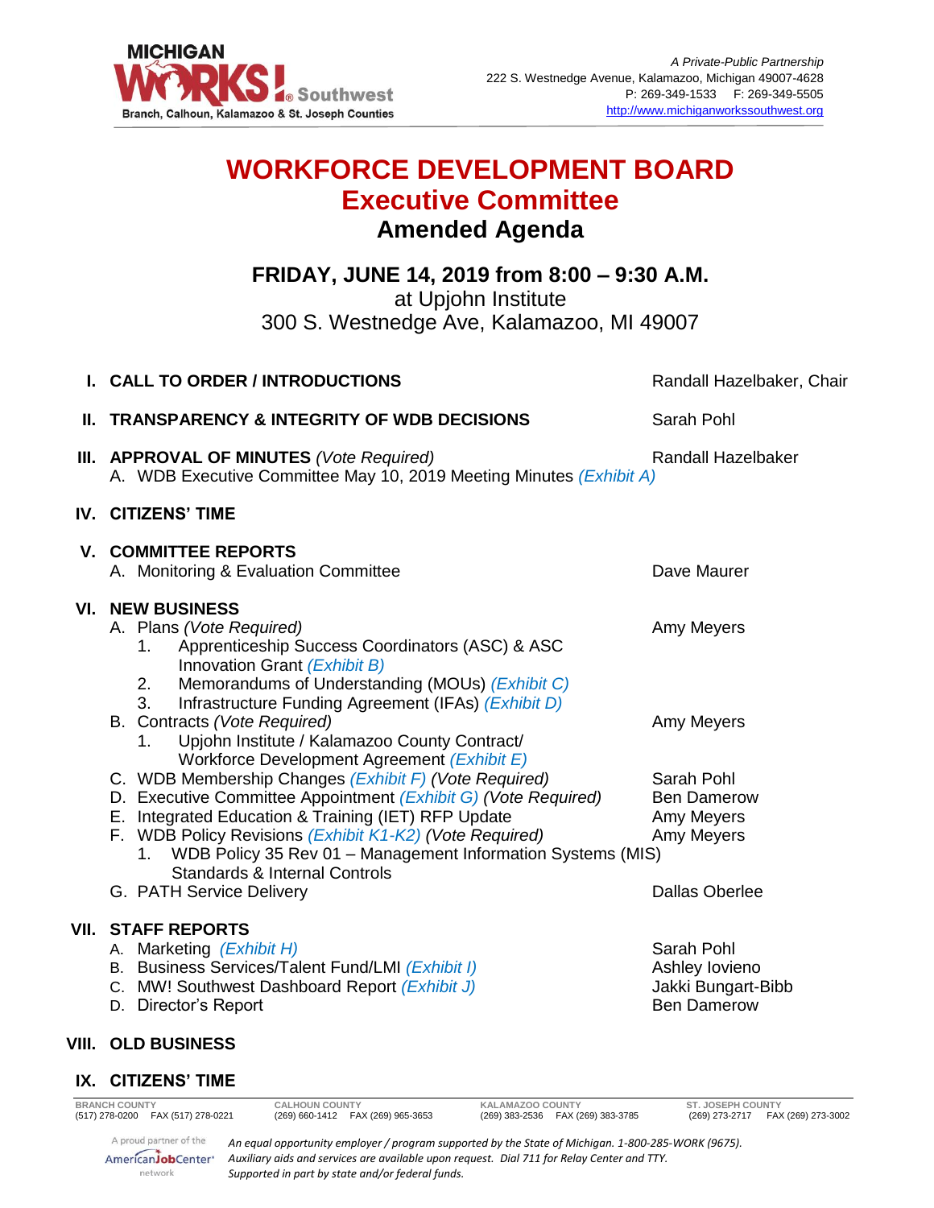MICHIGAN WORKS! Southwest
Branch, Calhoun, Kalamazoo & St. Joseph Counties

*A Private-Public Partnership*
222 S. Westnedge Avenue, Kalamazoo, Michigan 49007-4628
P: 269-349-1533 F: 269-349-5505
http://www.michiganworkssouthwest.org

# WORKFORCE DEVELOPMENT BOARD
## Executive Committee
## Amended Agenda

**FRIDAY, JUNE 14, 2019 from 8:00 – 9:30 A.M.**
at Upjohn Institute
300 S. Westnedge Ave, Kalamazoo, MI 49007

**I. CALL TO ORDER / INTRODUCTIONS** — Randall Hazelbaker, Chair

**II. TRANSPARENCY & INTEGRITY OF WDB DECISIONS** — Sarah Pohl

**III. APPROVAL OF MINUTES** *(Vote Required)* — Randall Hazelbaker
- A. WDB Executive Committee May 10, 2019 Meeting Minutes *(Exhibit A)*

**IV. CITIZENS' TIME**

**V. COMMITTEE REPORTS**
- A. Monitoring & Evaluation Committee — Dave Maurer

**VI. NEW BUSINESS**
- A. Plans *(Vote Required)* — Amy Meyers
  1. Apprenticeship Success Coordinators (ASC) & ASC Innovation Grant *(Exhibit B)*
  2. Memorandums of Understanding (MOUs) *(Exhibit C)*
  3. Infrastructure Funding Agreement (IFAs) *(Exhibit D)*
- B. Contracts *(Vote Required)* — Amy Meyers
  1. Upjohn Institute / Kalamazoo County Contract/ Workforce Development Agreement *(Exhibit E)*
- C. WDB Membership Changes *(Exhibit F)* *(Vote Required)* — Sarah Pohl
- D. Executive Committee Appointment *(Exhibit G)* *(Vote Required)* — Ben Damerow
- E. Integrated Education & Training (IET) RFP Update — Amy Meyers
- F. WDB Policy Revisions *(Exhibit K1-K2)* *(Vote Required)* — Amy Meyers
  1. WDB Policy 35 Rev 01 – Management Information Systems (MIS) Standards & Internal Controls
- G. PATH Service Delivery — Dallas Oberlee

**VII. STAFF REPORTS**
- A. Marketing *(Exhibit H)* — Sarah Pohl
- B. Business Services/Talent Fund/LMI *(Exhibit I)* — Ashley Iovieno
- C. MW! Southwest Dashboard Report *(Exhibit J)* — Jakki Bungart-Bibb
- D. Director's Report — Ben Damerow

**VIII. OLD BUSINESS**

**IX. CITIZENS' TIME**

| BRANCH COUNTY | CALHOUN COUNTY | KALAMAZOO COUNTY | ST. JOSEPH COUNTY |
|---|---|---|---|
| (517) 278-0200 FAX (517) 278-0221 | (269) 660-1412 FAX (269) 965-3653 | (269) 383-2536 FAX (269) 383-3785 | (269) 273-2717 FAX (269) 273-3002 |

A proud partner of the AmericanJobCenter network

*An equal opportunity employer / program supported by the State of Michigan. 1-800-285-WORK (9675). Auxiliary aids and services are available upon request. Dial 711 for Relay Center and TTY. Supported in part by state and/or federal funds.*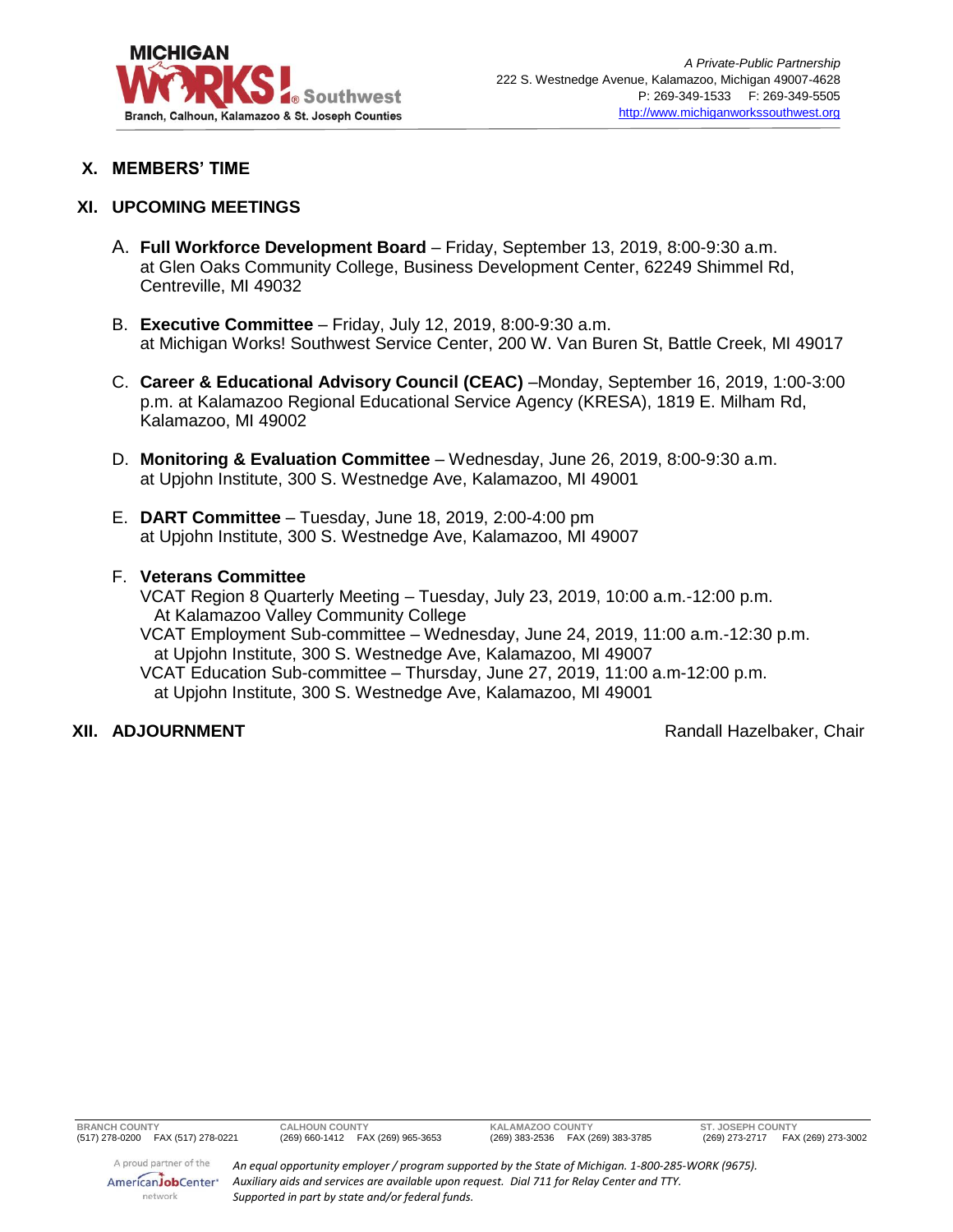## X. MEMBERS' TIME

## XI. UPCOMING MEETINGS

A. **Full Workforce Development Board** – Friday, September 13, 2019, 8:00-9:30 a.m. at Glen Oaks Community College, Business Development Center, 62249 Shimmel Rd, Centreville, MI 49032

B. **Executive Committee** – Friday, July 12, 2019, 8:00-9:30 a.m. at Michigan Works! Southwest Service Center, 200 W. Van Buren St, Battle Creek, MI 49017

C. **Career & Educational Advisory Council (CEAC)** –Monday, September 16, 2019, 1:00-3:00 p.m. at Kalamazoo Regional Educational Service Agency (KRESA), 1819 E. Milham Rd, Kalamazoo, MI 49002

D. **Monitoring & Evaluation Committee** – Wednesday, June 26, 2019, 8:00-9:30 a.m. at Upjohn Institute, 300 S. Westnedge Ave, Kalamazoo, MI 49001

E. **DART Committee** – Tuesday, June 18, 2019, 2:00-4:00 pm at Upjohn Institute, 300 S. Westnedge Ave, Kalamazoo, MI 49007

F. **Veterans Committee**
VCAT Region 8 Quarterly Meeting – Tuesday, July 23, 2019, 10:00 a.m.-12:00 p.m.
At Kalamazoo Valley Community College
VCAT Employment Sub-committee – Wednesday, June 24, 2019, 11:00 a.m.-12:30 p.m.
at Upjohn Institute, 300 S. Westnedge Ave, Kalamazoo, MI 49007
VCAT Education Sub-committee – Thursday, June 27, 2019, 11:00 a.m-12:00 p.m.
at Upjohn Institute, 300 S. Westnedge Ave, Kalamazoo, MI 49001

## XII. ADJOURNMENT

Randall Hazelbaker, Chair